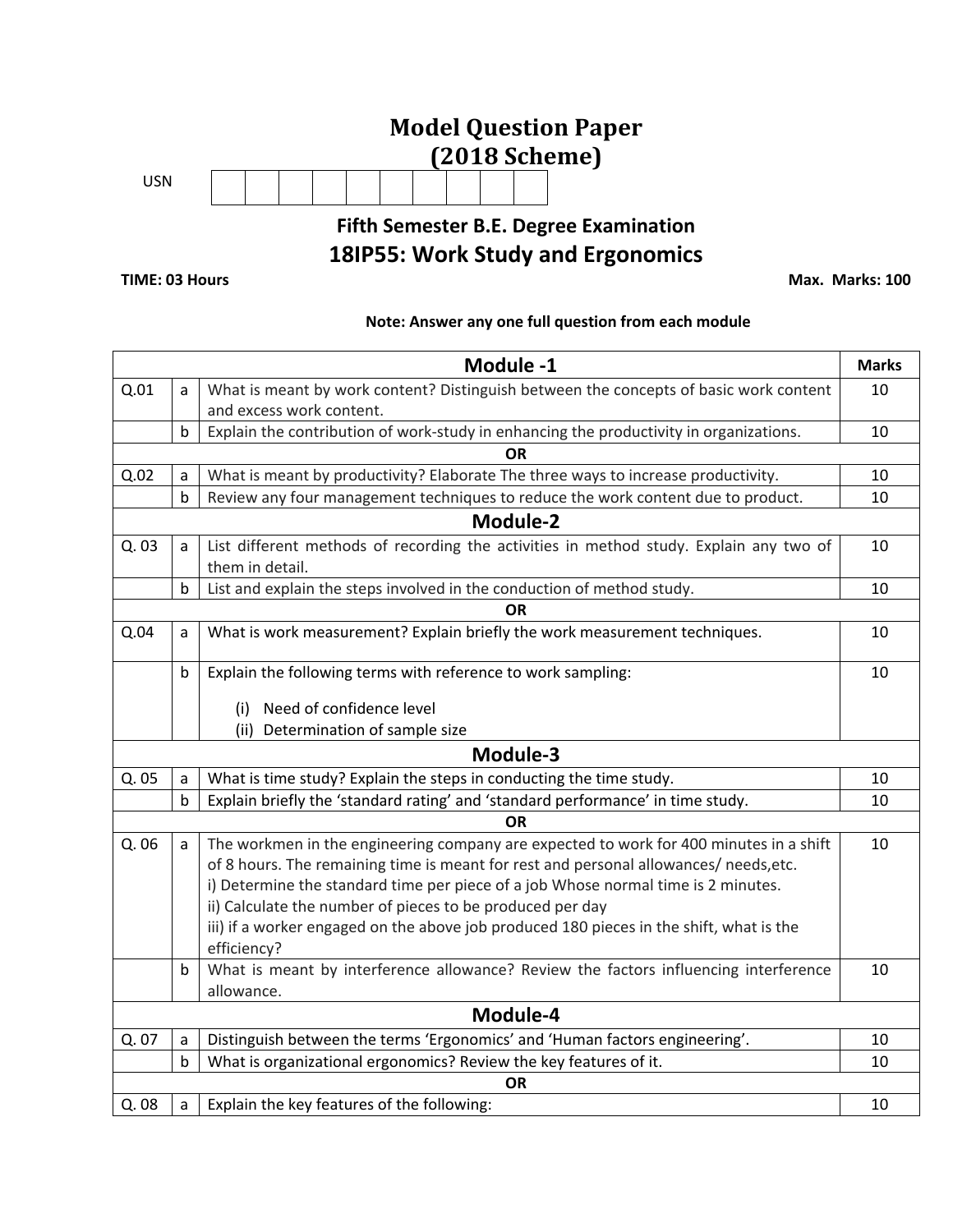# Model Question Paper
# (2018 Scheme)

USN | | | | | | | | | | |

## Fifth Semester B.E. Degree Examination
## 18IP55: Work Study and Ergonomics

**TIME: 03 Hours** **Max. Marks: 100**

**Note: Answer any one full question from each module**

| | | **Module -1** | **Marks** |
|---|---|---|---|
| Q.01 | a | What is meant by work content? Distinguish between the concepts of basic work content and excess work content. | 10 |
| | b | Explain the contribution of work-study in enhancing the productivity in organizations. | 10 |
| | | **OR** | |
| Q.02 | a | What is meant by productivity? Elaborate The three ways to increase productivity. | 10 |
| | b | Review any four management techniques to reduce the work content due to product. | 10 |
| | | **Module-2** | |
| Q. 03 | a | List different methods of recording the activities in method study. Explain any two of them in detail. | 10 |
| | b | List and explain the steps involved in the conduction of method study. | 10 |
| | | **OR** | |
| Q.04 | a | What is work measurement? Explain briefly the work measurement techniques. | 10 |
| | b | Explain the following terms with reference to work sampling:<br>(i) Need of confidence level<br>(ii) Determination of sample size | 10 |
| | | **Module-3** | |
| Q. 05 | a | What is time study? Explain the steps in conducting the time study. | 10 |
| | b | Explain briefly the 'standard rating' and 'standard performance' in time study. | 10 |
| | | **OR** | |
| Q. 06 | a | The workmen in the engineering company are expected to work for 400 minutes in a shift of 8 hours. The remaining time is meant for rest and personal allowances/ needs,etc.<br>i) Determine the standard time per piece of a job Whose normal time is 2 minutes.<br>ii) Calculate the number of pieces to be produced per day<br>iii) if a worker engaged on the above job produced 180 pieces in the shift, what is the efficiency? | 10 |
| | b | What is meant by interference allowance? Review the factors influencing interference allowance. | 10 |
| | | **Module-4** | |
| Q. 07 | a | Distinguish between the terms 'Ergonomics' and 'Human factors engineering'. | 10 |
| | b | What is organizational ergonomics? Review the key features of it. | 10 |
| | | **OR** | |
| Q. 08 | a | Explain the key features of the following: | 10 |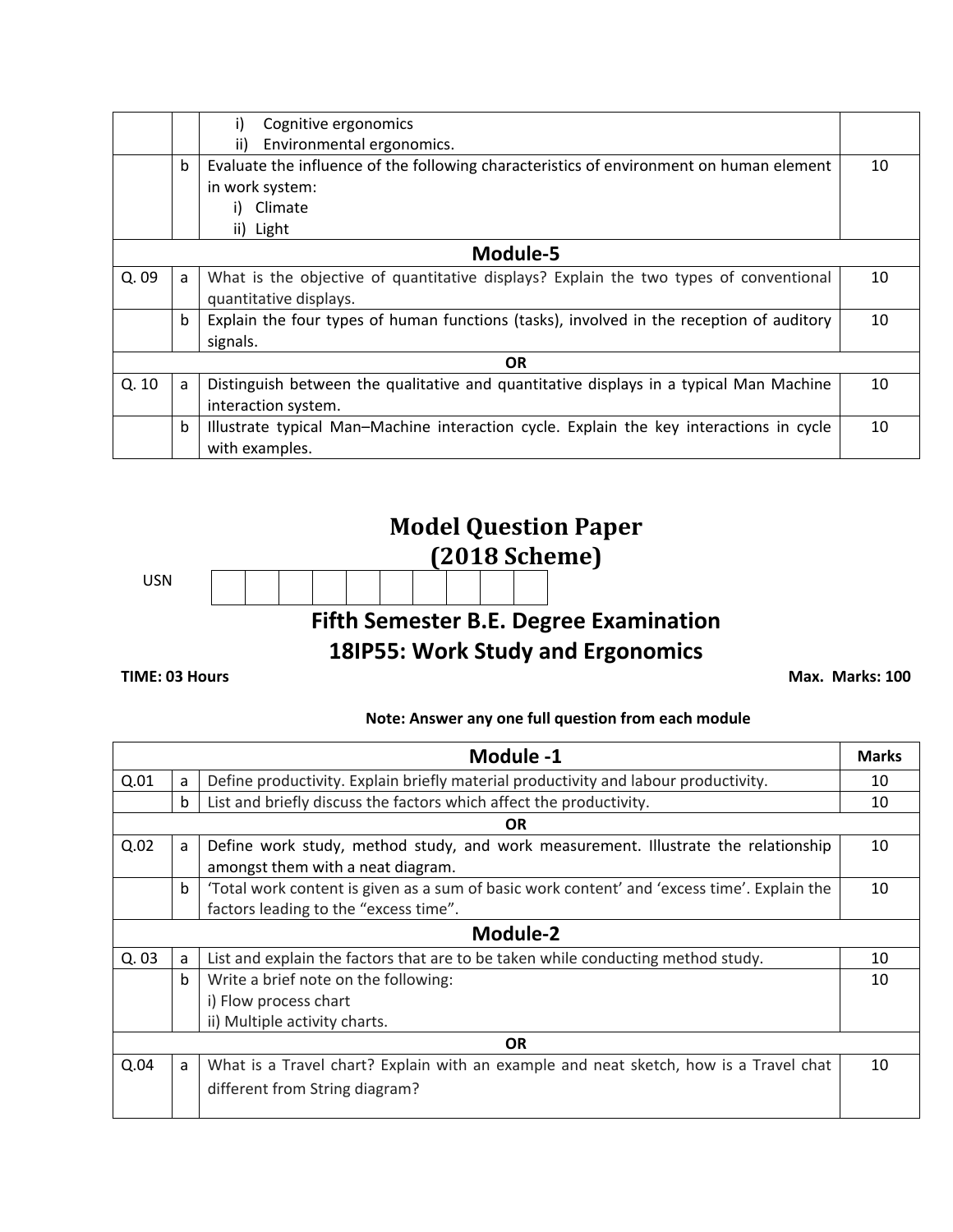|  |  | i) Cognitive ergonomics<br>ii) Environmental ergonomics. |  |
|---|---|---|---|
|  | b | Evaluate the influence of the following characteristics of environment on human element in work system:<br>i) Climate<br>ii) Light | 10 |
| **Module-5** | | | |
| Q. 09 | a | What is the objective of quantitative displays? Explain the two types of conventional quantitative displays. | 10 |
|  | b | Explain the four types of human functions (tasks), involved in the reception of auditory signals. | 10 |
| **OR** | | | |
| Q. 10 | a | Distinguish between the qualitative and quantitative displays in a typical Man Machine interaction system. | 10 |
|  | b | Illustrate typical Man–Machine interaction cycle. Explain the key interactions in cycle with examples. | 10 |

# Model Question Paper
# (2018 Scheme)

USN

## Fifth Semester B.E. Degree Examination
## 18IP55: Work Study and Ergonomics

**TIME: 03 Hours** **Max. Marks: 100**

**Note: Answer any one full question from each module**

| **Module -1** | | | **Marks** |
|---|---|---|---|
| Q.01 | a | Define productivity. Explain briefly material productivity and labour productivity. | 10 |
|  | b | List and briefly discuss the factors which affect the productivity. | 10 |
| **OR** | | | |
| Q.02 | a | Define work study, method study, and work measurement. Illustrate the relationship amongst them with a neat diagram. | 10 |
|  | b | 'Total work content is given as a sum of basic work content' and 'excess time'. Explain the factors leading to the "excess time". | 10 |
| **Module-2** | | | |
| Q. 03 | a | List and explain the factors that are to be taken while conducting method study. | 10 |
|  | b | Write a brief note on the following:<br>i) Flow process chart<br>ii) Multiple activity charts. | 10 |
| **OR** | | | |
| Q.04 | a | What is a Travel chart? Explain with an example and neat sketch, how is a Travel chat different from String diagram? | 10 |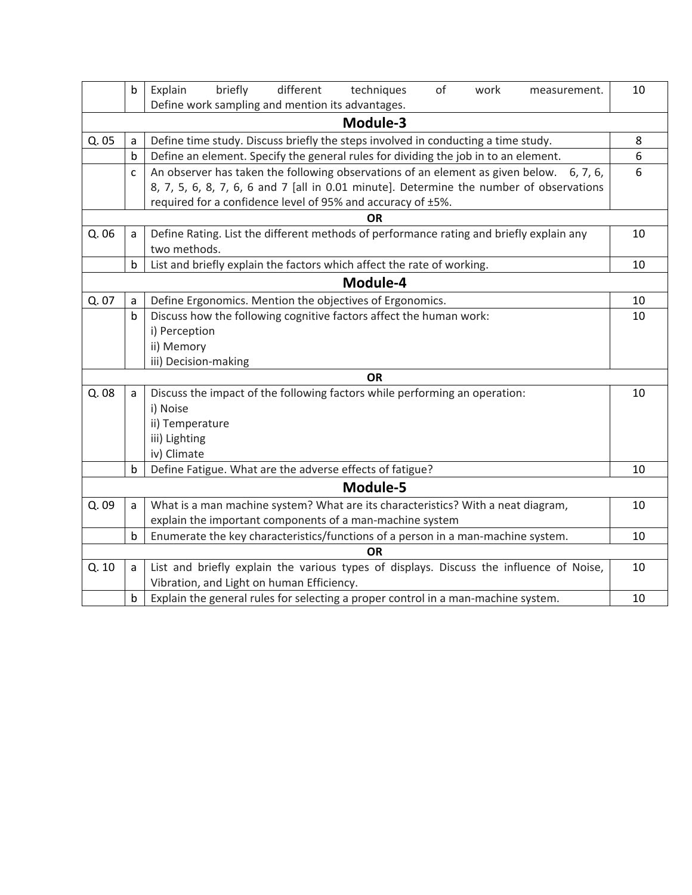| | | | |
|---|---|---|---|
| | b | Explain briefly different techniques of work measurement. Define work sampling and mention its advantages. | 10 |
| **Module-3** | | | |
| Q. 05 | a | Define time study. Discuss briefly the steps involved in conducting a time study. | 8 |
| | b | Define an element. Specify the general rules for dividing the job in to an element. | 6 |
| | c | An observer has taken the following observations of an element as given below. 6, 7, 6, 8, 7, 5, 6, 8, 7, 6, 6 and 7 [all in 0.01 minute]. Determine the number of observations required for a confidence level of 95% and accuracy of ±5%. | 6 |
| **OR** | | | |
| Q. 06 | a | Define Rating. List the different methods of performance rating and briefly explain any two methods. | 10 |
| | b | List and briefly explain the factors which affect the rate of working. | 10 |
| **Module-4** | | | |
| Q. 07 | a | Define Ergonomics. Mention the objectives of Ergonomics. | 10 |
| | b | Discuss how the following cognitive factors affect the human work:<br>i) Perception<br>ii) Memory<br>iii) Decision-making | 10 |
| **OR** | | | |
| Q. 08 | a | Discuss the impact of the following factors while performing an operation:<br>i) Noise<br>ii) Temperature<br>iii) Lighting<br>iv) Climate | 10 |
| | b | Define Fatigue. What are the adverse effects of fatigue? | 10 |
| **Module-5** | | | |
| Q. 09 | a | What is a man machine system? What are its characteristics? With a neat diagram, explain the important components of a man-machine system | 10 |
| | b | Enumerate the key characteristics/functions of a person in a man-machine system. | 10 |
| **OR** | | | |
| Q. 10 | a | List and briefly explain the various types of displays. Discuss the influence of Noise, Vibration, and Light on human Efficiency. | 10 |
| | b | Explain the general rules for selecting a proper control in a man-machine system. | 10 |